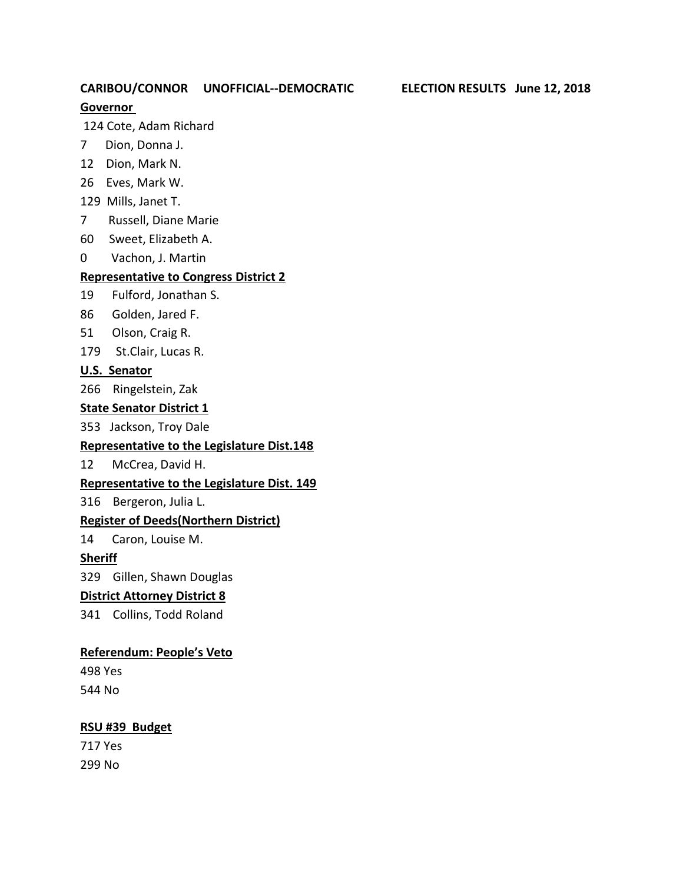**CARIBOU/CONNOR UNOFFICIAL--DEMOCRATIC ELECTION RESULTS June 12, 2018**

**Governor**

124 Cote, Adam Richard

7 Dion, Donna J.

12 Dion, Mark N.

26 Eves, Mark W.

129 Mills, Janet T.

7 Russell, Diane Marie

60 Sweet, Elizabeth A.

0 Vachon, J. Martin

**Representative to Congress District 2**

19 Fulford, Jonathan S.

86 Golden, Jared F.

51 Olson, Craig R.

179 St.Clair, Lucas R.

**U.S. Senator**

266 Ringelstein, Zak

**State Senator District 1**

353 Jackson, Troy Dale

**Representative to the Legislature Dist.148**

12 McCrea, David H.

**Representative to the Legislature Dist. 149**

316 Bergeron, Julia L.

**Register of Deeds(Northern District)**

14 Caron, Louise M.

**Sheriff**

329 Gillen, Shawn Douglas

**District Attorney District 8**

341 Collins, Todd Roland

**Referendum: People's Veto**

498 Yes

544 No

**RSU #39 Budget**

717 Yes

299 No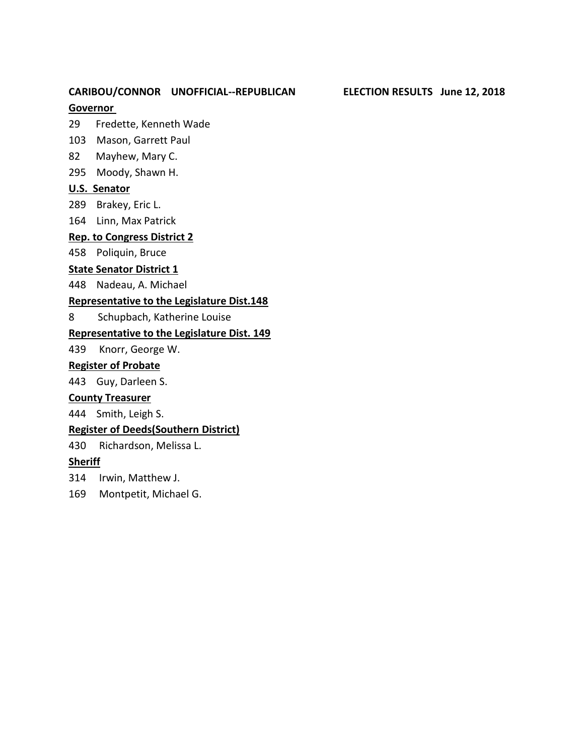**CARIBOU/CONNOR UNOFFICIAL--REPUBLICAN ELECTION RESULTS June 12, 2018**

**Governor**

29 Fredette, Kenneth Wade
103 Mason, Garrett Paul
82 Mayhew, Mary C.
295 Moody, Shawn H.

**U.S. Senator**

289 Brakey, Eric L.
164 Linn, Max Patrick

**Rep. to Congress District 2**

458 Poliquin, Bruce

**State Senator District 1**

448 Nadeau, A. Michael

**Representative to the Legislature Dist.148**

8 Schupbach, Katherine Louise

**Representative to the Legislature Dist. 149**

439 Knorr, George W.

**Register of Probate**

443 Guy, Darleen S.

**County Treasurer**

444 Smith, Leigh S.

**Register of Deeds(Southern District)**

430 Richardson, Melissa L.

**Sheriff**

314 Irwin, Matthew J.
169 Montpetit, Michael G.